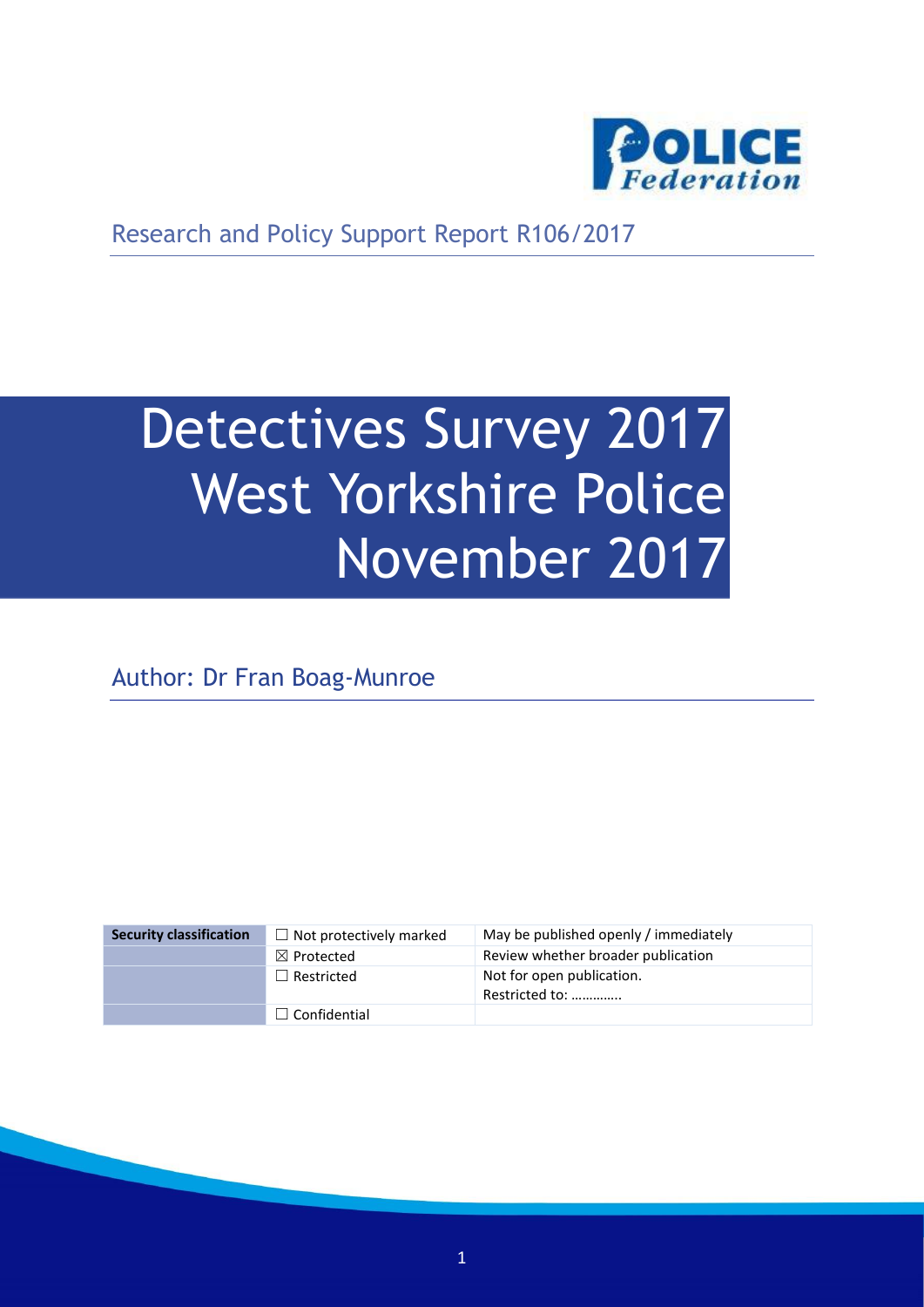POLICE Federation

Research and Policy Support Report R106/2017

# Detectives Survey 2017 West Yorkshire Police November 2017

Author: Dr Fran Boag-Munroe

| Security classification | ☐ Not protectively marked | May be published openly / immediately |
| --- | --- | --- |
| | ☒ Protected | Review whether broader publication |
| | ☐ Restricted | Not for open publication. Restricted to: …………. |
| | ☐ Confidential | |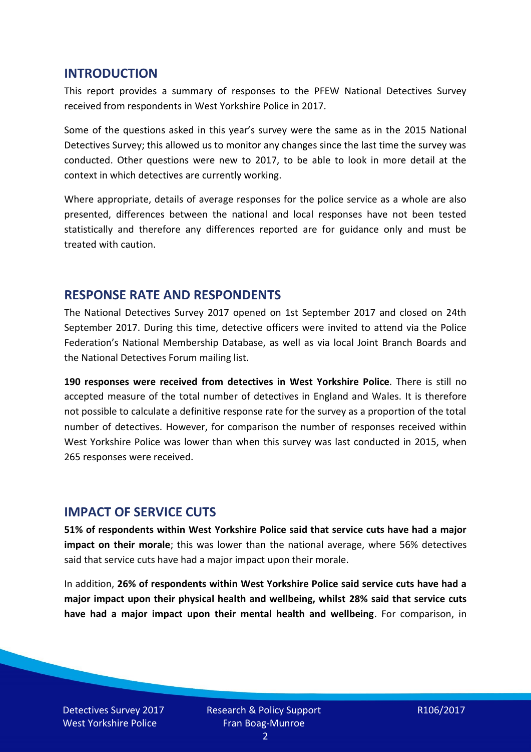## INTRODUCTION

This report provides a summary of responses to the PFEW National Detectives Survey received from respondents in West Yorkshire Police in 2017.

Some of the questions asked in this year's survey were the same as in the 2015 National Detectives Survey; this allowed us to monitor any changes since the last time the survey was conducted. Other questions were new to 2017, to be able to look in more detail at the context in which detectives are currently working.

Where appropriate, details of average responses for the police service as a whole are also presented, differences between the national and local responses have not been tested statistically and therefore any differences reported are for guidance only and must be treated with caution.

## RESPONSE RATE AND RESPONDENTS

The National Detectives Survey 2017 opened on 1st September 2017 and closed on 24th September 2017. During this time, detective officers were invited to attend via the Police Federation's National Membership Database, as well as via local Joint Branch Boards and the National Detectives Forum mailing list.

**190 responses were received from detectives in West Yorkshire Police**. There is still no accepted measure of the total number of detectives in England and Wales. It is therefore not possible to calculate a definitive response rate for the survey as a proportion of the total number of detectives. However, for comparison the number of responses received within West Yorkshire Police was lower than when this survey was last conducted in 2015, when 265 responses were received.

## IMPACT OF SERVICE CUTS

**51% of respondents within West Yorkshire Police said that service cuts have had a major impact on their morale**; this was lower than the national average, where 56% detectives said that service cuts have had a major impact upon their morale.

In addition, **26% of respondents within West Yorkshire Police said service cuts have had a major impact upon their physical health and wellbeing, whilst 28% said that service cuts have had a major impact upon their mental health and wellbeing**. For comparison, in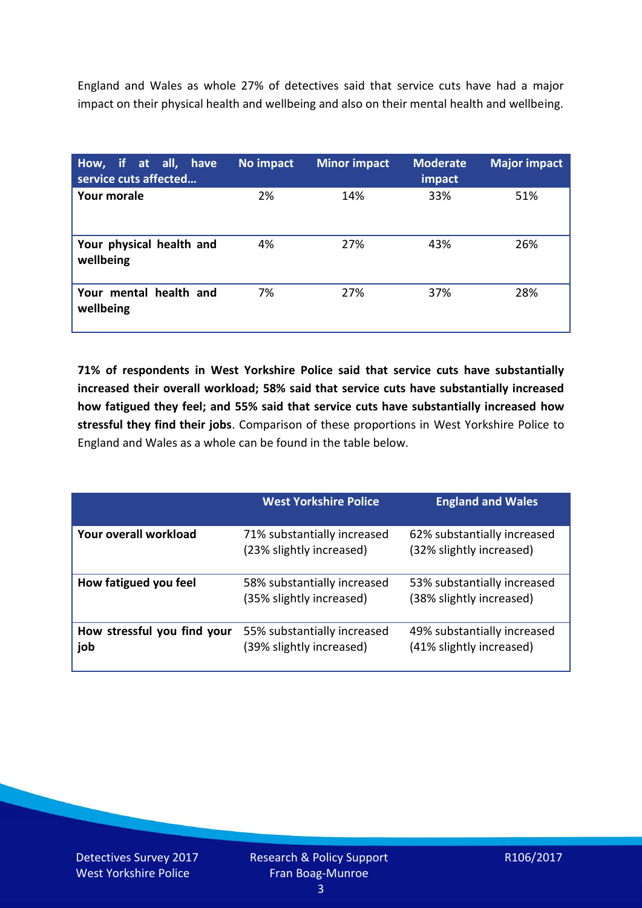England and Wales as whole 27% of detectives said that service cuts have had a major impact on their physical health and wellbeing and also on their mental health and wellbeing.

| How, if at all, have service cuts affected… | No impact | Minor impact | Moderate impact | Major impact |
|---|---|---|---|---|
| **Your morale** | 2% | 14% | 33% | 51% |
| **Your physical health and wellbeing** | 4% | 27% | 43% | 26% |
| **Your mental health and wellbeing** | 7% | 27% | 37% | 28% |

**71% of respondents in West Yorkshire Police said that service cuts have substantially increased their overall workload; 58% said that service cuts have substantially increased how fatigued they feel; and 55% said that service cuts have substantially increased how stressful they find their jobs**. Comparison of these proportions in West Yorkshire Police to England and Wales as a whole can be found in the table below.

| | West Yorkshire Police | England and Wales |
|---|---|---|
| **Your overall workload** | 71% substantially increased (23% slightly increased) | 62% substantially increased (32% slightly increased) |
| **How fatigued you feel** | 58% substantially increased (35% slightly increased) | 53% substantially increased (38% slightly increased) |
| **How stressful you find your job** | 55% substantially increased (39% slightly increased) | 49% substantially increased (41% slightly increased) |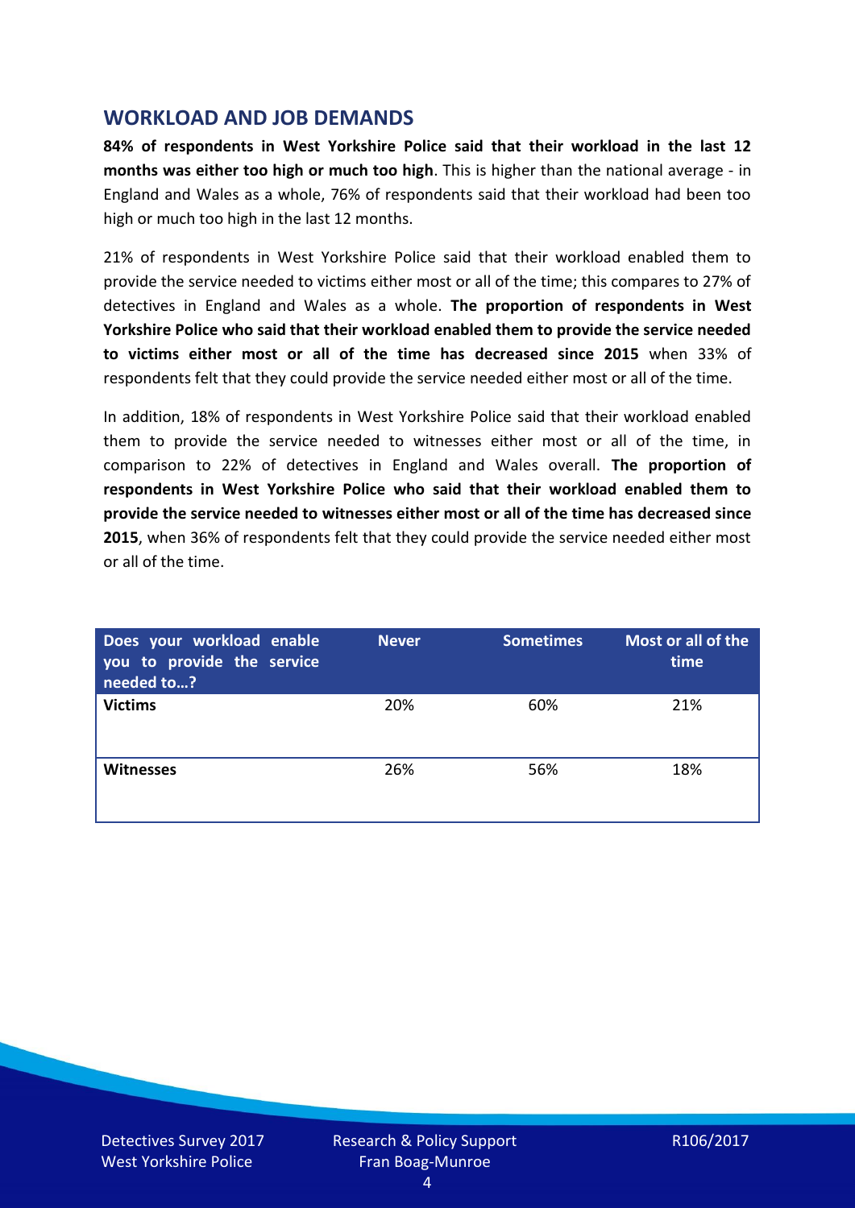## WORKLOAD AND JOB DEMANDS

**84% of respondents in West Yorkshire Police said that their workload in the last 12 months was either too high or much too high**. This is higher than the national average - in England and Wales as a whole, 76% of respondents said that their workload had been too high or much too high in the last 12 months.

21% of respondents in West Yorkshire Police said that their workload enabled them to provide the service needed to victims either most or all of the time; this compares to 27% of detectives in England and Wales as a whole. **The proportion of respondents in West Yorkshire Police who said that their workload enabled them to provide the service needed to victims either most or all of the time has decreased since 2015** when 33% of respondents felt that they could provide the service needed either most or all of the time.

In addition, 18% of respondents in West Yorkshire Police said that their workload enabled them to provide the service needed to witnesses either most or all of the time, in comparison to 22% of detectives in England and Wales overall. **The proportion of respondents in West Yorkshire Police who said that their workload enabled them to provide the service needed to witnesses either most or all of the time has decreased since 2015**, when 36% of respondents felt that they could provide the service needed either most or all of the time.

| Does your workload enable you to provide the service needed to…? | Never | Sometimes | Most or all of the time |
|---|---|---|---|
| **Victims** | 20% | 60% | 21% |
| **Witnesses** | 26% | 56% | 18% |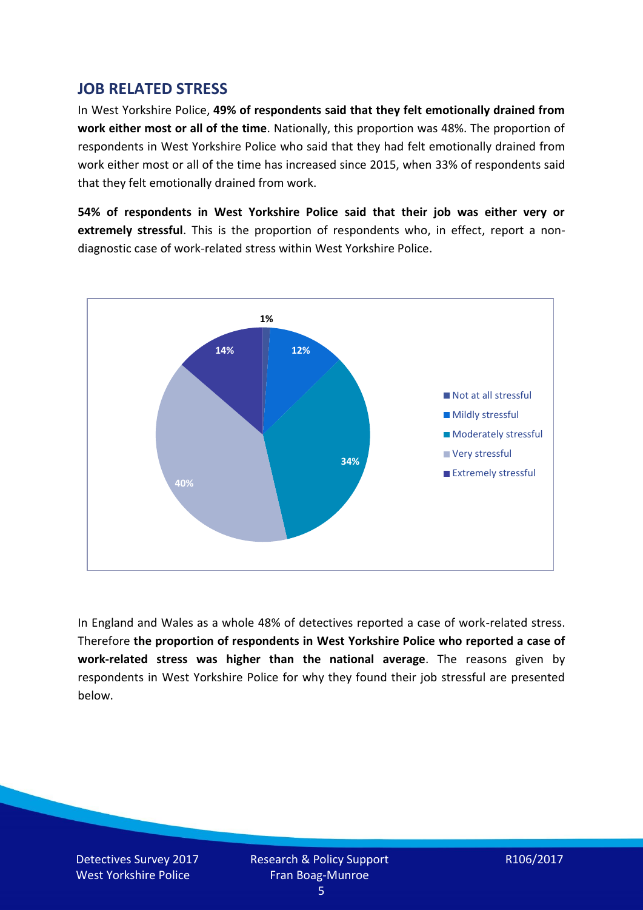## JOB RELATED STRESS

In West Yorkshire Police, **49% of respondents said that they felt emotionally drained from work either most or all of the time**. Nationally, this proportion was 48%. The proportion of respondents in West Yorkshire Police who said that they had felt emotionally drained from work either most or all of the time has increased since 2015, when 33% of respondents said that they felt emotionally drained from work.

**54% of respondents in West Yorkshire Police said that their job was either very or extremely stressful**. This is the proportion of respondents who, in effect, report a non-diagnostic case of work-related stress within West Yorkshire Police.

| Response | Percentage |
| --- | --- |
| Not at all stressful | 1% |
| Mildly stressful | 12% |
| Moderately stressful | 34% |
| Very stressful | 40% |
| Extremely stressful | 14% |

In England and Wales as a whole 48% of detectives reported a case of work-related stress. Therefore **the proportion of respondents in West Yorkshire Police who reported a case of work-related stress was higher than the national average**. The reasons given by respondents in West Yorkshire Police for why they found their job stressful are presented below.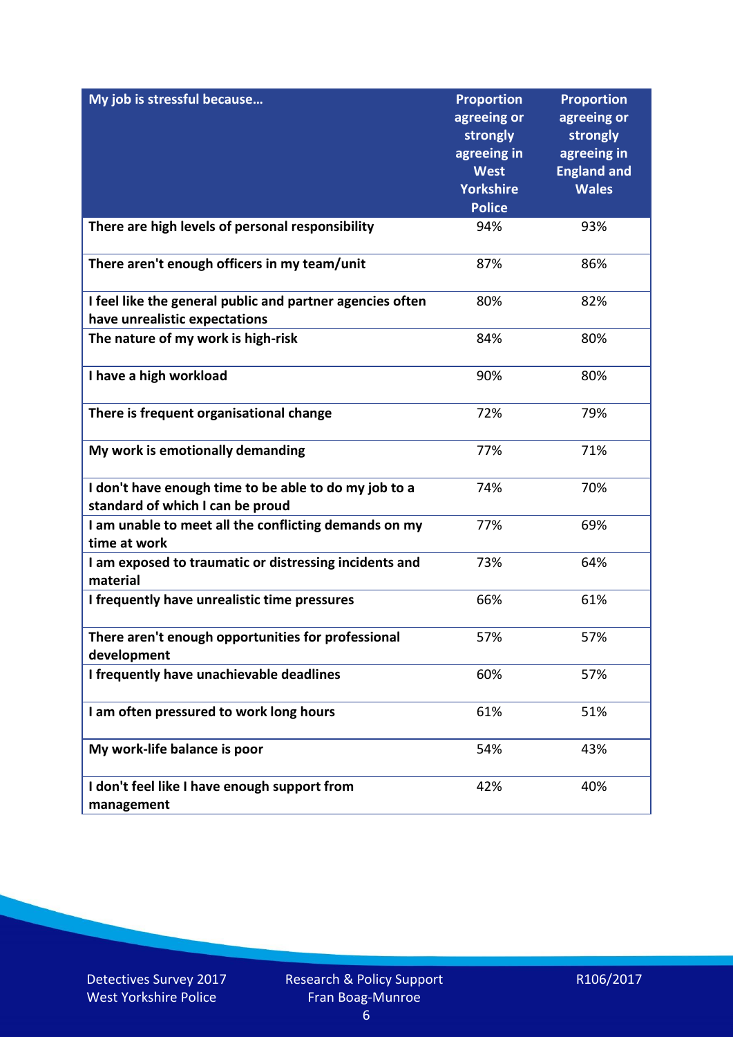| My job is stressful because… | Proportion agreeing or strongly agreeing in West Yorkshire Police | Proportion agreeing or strongly agreeing in England and Wales |
|---|---|---|
| There are high levels of personal responsibility | 94% | 93% |
| There aren't enough officers in my team/unit | 87% | 86% |
| I feel like the general public and partner agencies often have unrealistic expectations | 80% | 82% |
| The nature of my work is high-risk | 84% | 80% |
| I have a high workload | 90% | 80% |
| There is frequent organisational change | 72% | 79% |
| My work is emotionally demanding | 77% | 71% |
| I don't have enough time to be able to do my job to a standard of which I can be proud | 74% | 70% |
| I am unable to meet all the conflicting demands on my time at work | 77% | 69% |
| I am exposed to traumatic or distressing incidents and material | 73% | 64% |
| I frequently have unrealistic time pressures | 66% | 61% |
| There aren't enough opportunities for professional development | 57% | 57% |
| I frequently have unachievable deadlines | 60% | 57% |
| I am often pressured to work long hours | 61% | 51% |
| My work-life balance is poor | 54% | 43% |
| I don't feel like I have enough support from management | 42% | 40% |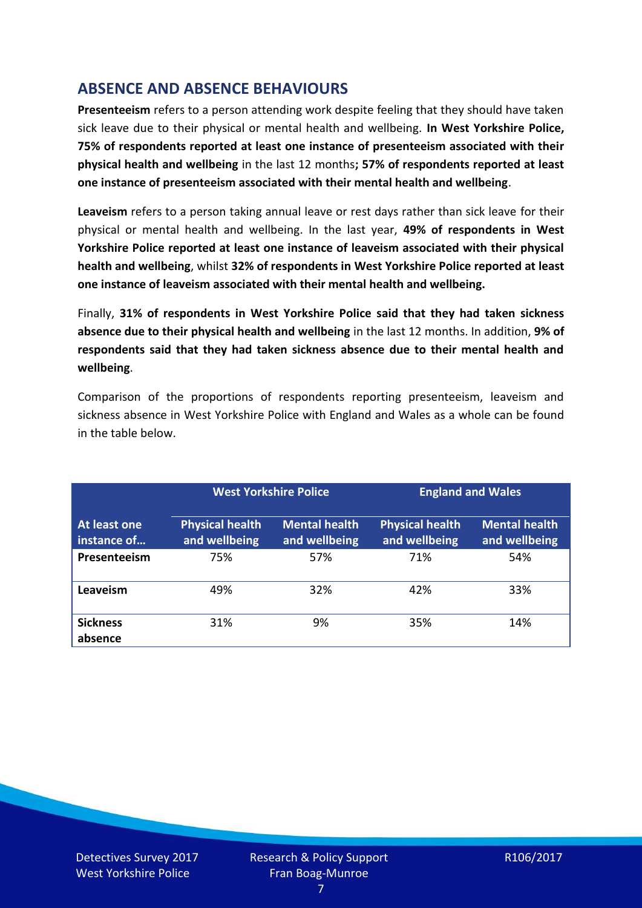## ABSENCE AND ABSENCE BEHAVIOURS

**Presenteeism** refers to a person attending work despite feeling that they should have taken sick leave due to their physical or mental health and wellbeing. **In West Yorkshire Police, 75% of respondents reported at least one instance of presenteeism associated with their physical health and wellbeing** in the last 12 months**; 57% of respondents reported at least one instance of presenteeism associated with their mental health and wellbeing**.

**Leaveism** refers to a person taking annual leave or rest days rather than sick leave for their physical or mental health and wellbeing. In the last year, **49% of respondents in West Yorkshire Police reported at least one instance of leaveism associated with their physical health and wellbeing**, whilst **32% of respondents in West Yorkshire Police reported at least one instance of leaveism associated with their mental health and wellbeing.**

Finally, **31% of respondents in West Yorkshire Police said that they had taken sickness absence due to their physical health and wellbeing** in the last 12 months. In addition, **9% of respondents said that they had taken sickness absence due to their mental health and wellbeing**.

Comparison of the proportions of respondents reporting presenteeism, leaveism and sickness absence in West Yorkshire Police with England and Wales as a whole can be found in the table below.

| | West Yorkshire Police | | England and Wales | |
|---|---|---|---|---|
| **At least one instance of…** | **Physical health and wellbeing** | **Mental health and wellbeing** | **Physical health and wellbeing** | **Mental health and wellbeing** |
| **Presenteeism** | 75% | 57% | 71% | 54% |
| **Leaveism** | 49% | 32% | 42% | 33% |
| **Sickness absence** | 31% | 9% | 35% | 14% |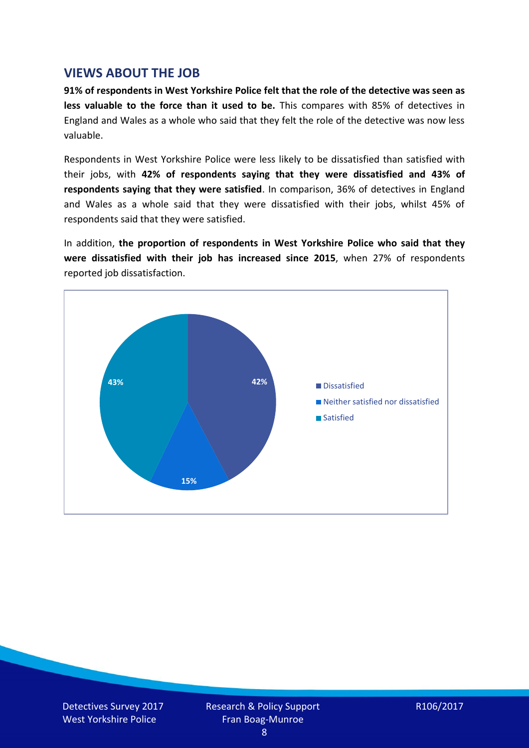## VIEWS ABOUT THE JOB

**91% of respondents in West Yorkshire Police felt that the role of the detective was seen as less valuable to the force than it used to be.** This compares with 85% of detectives in England and Wales as a whole who said that they felt the role of the detective was now less valuable.

Respondents in West Yorkshire Police were less likely to be dissatisfied than satisfied with their jobs, with **42% of respondents saying that they were dissatisfied and 43% of respondents saying that they were satisfied**. In comparison, 36% of detectives in England and Wales as a whole said that they were dissatisfied with their jobs, whilst 45% of respondents said that they were satisfied.

In addition, **the proportion of respondents in West Yorkshire Police who said that they were dissatisfied with their job has increased since 2015**, when 27% of respondents reported job dissatisfaction.

| Response | % |
|---|---|
| Dissatisfied | 42% |
| Neither satisfied nor dissatisfied | 15% |
| Satisfied | 43% |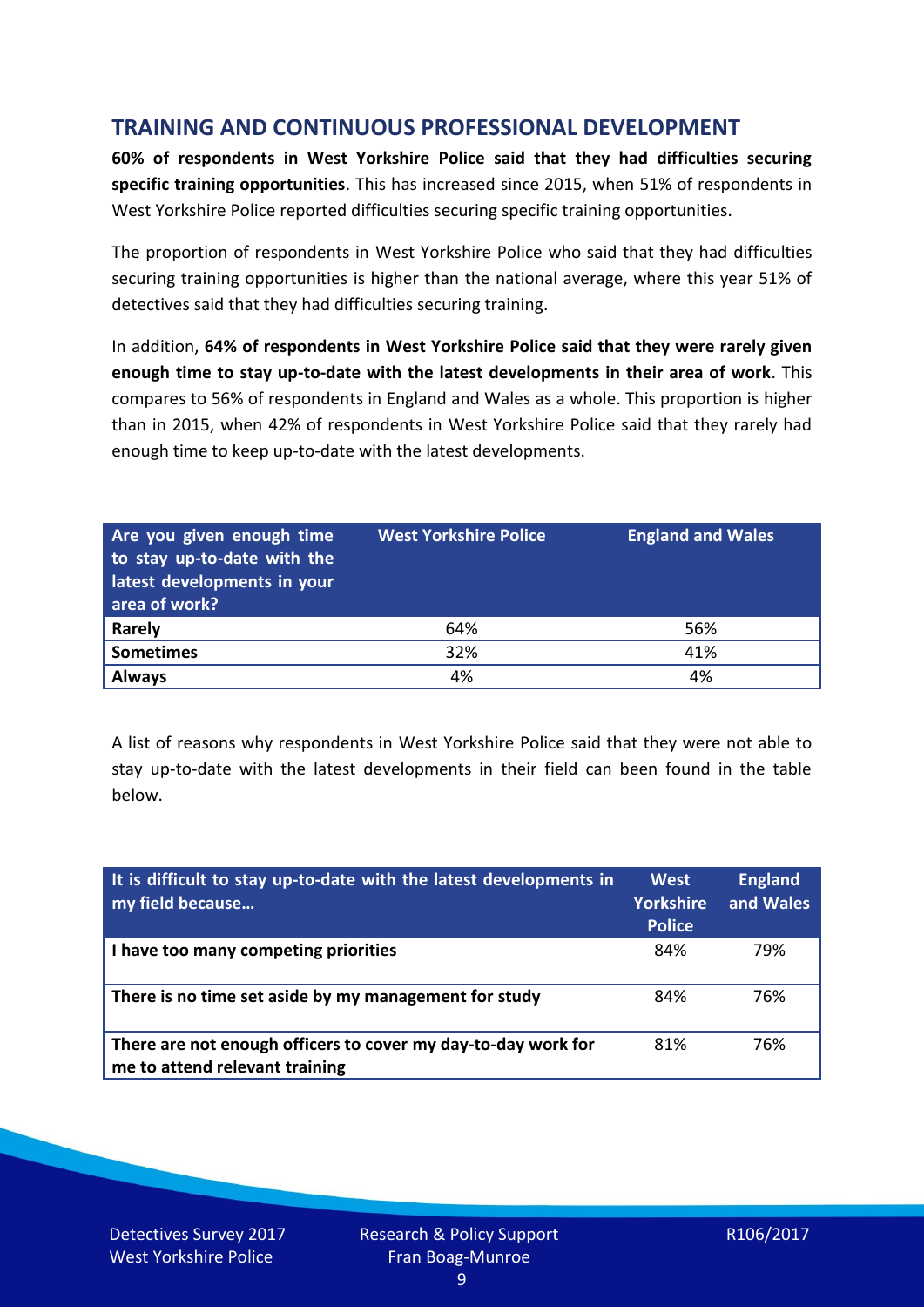## TRAINING AND CONTINUOUS PROFESSIONAL DEVELOPMENT

**60% of respondents in West Yorkshire Police said that they had difficulties securing specific training opportunities**. This has increased since 2015, when 51% of respondents in West Yorkshire Police reported difficulties securing specific training opportunities.

The proportion of respondents in West Yorkshire Police who said that they had difficulties securing training opportunities is higher than the national average, where this year 51% of detectives said that they had difficulties securing training.

In addition, **64% of respondents in West Yorkshire Police said that they were rarely given enough time to stay up-to-date with the latest developments in their area of work**. This compares to 56% of respondents in England and Wales as a whole. This proportion is higher than in 2015, when 42% of respondents in West Yorkshire Police said that they rarely had enough time to keep up-to-date with the latest developments.

| Are you given enough time to stay up-to-date with the latest developments in your area of work? | West Yorkshire Police | England and Wales |
|---|---|---|
| **Rarely** | 64% | 56% |
| **Sometimes** | 32% | 41% |
| **Always** | 4% | 4% |

A list of reasons why respondents in West Yorkshire Police said that they were not able to stay up-to-date with the latest developments in their field can been found in the table below.

| It is difficult to stay up-to-date with the latest developments in my field because… | West Yorkshire Police | England and Wales |
|---|---|---|
| **I have too many competing priorities** | 84% | 79% |
| **There is no time set aside by my management for study** | 84% | 76% |
| **There are not enough officers to cover my day-to-day work for me to attend relevant training** | 81% | 76% |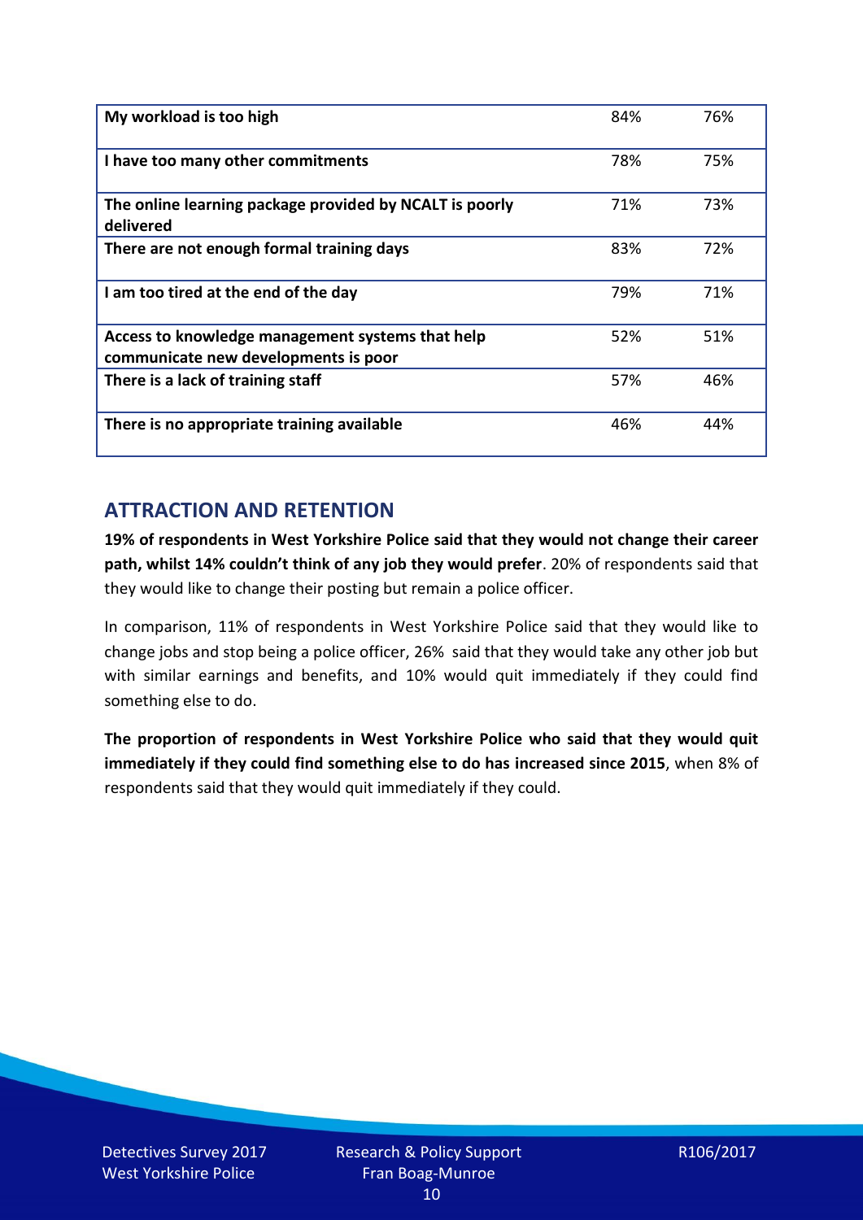| | | |
|---|---|---|
| **My workload is too high** | 84% | 76% |
| **I have too many other commitments** | 78% | 75% |
| **The online learning package provided by NCALT is poorly delivered** | 71% | 73% |
| **There are not enough formal training days** | 83% | 72% |
| **I am too tired at the end of the day** | 79% | 71% |
| **Access to knowledge management systems that help communicate new developments is poor** | 52% | 51% |
| **There is a lack of training staff** | 57% | 46% |
| **There is no appropriate training available** | 46% | 44% |

## ATTRACTION AND RETENTION

**19% of respondents in West Yorkshire Police said that they would not change their career path, whilst 14% couldn't think of any job they would prefer**. 20% of respondents said that they would like to change their posting but remain a police officer.

In comparison, 11% of respondents in West Yorkshire Police said that they would like to change jobs and stop being a police officer, 26% said that they would take any other job but with similar earnings and benefits, and 10% would quit immediately if they could find something else to do.

**The proportion of respondents in West Yorkshire Police who said that they would quit immediately if they could find something else to do has increased since 2015**, when 8% of respondents said that they would quit immediately if they could.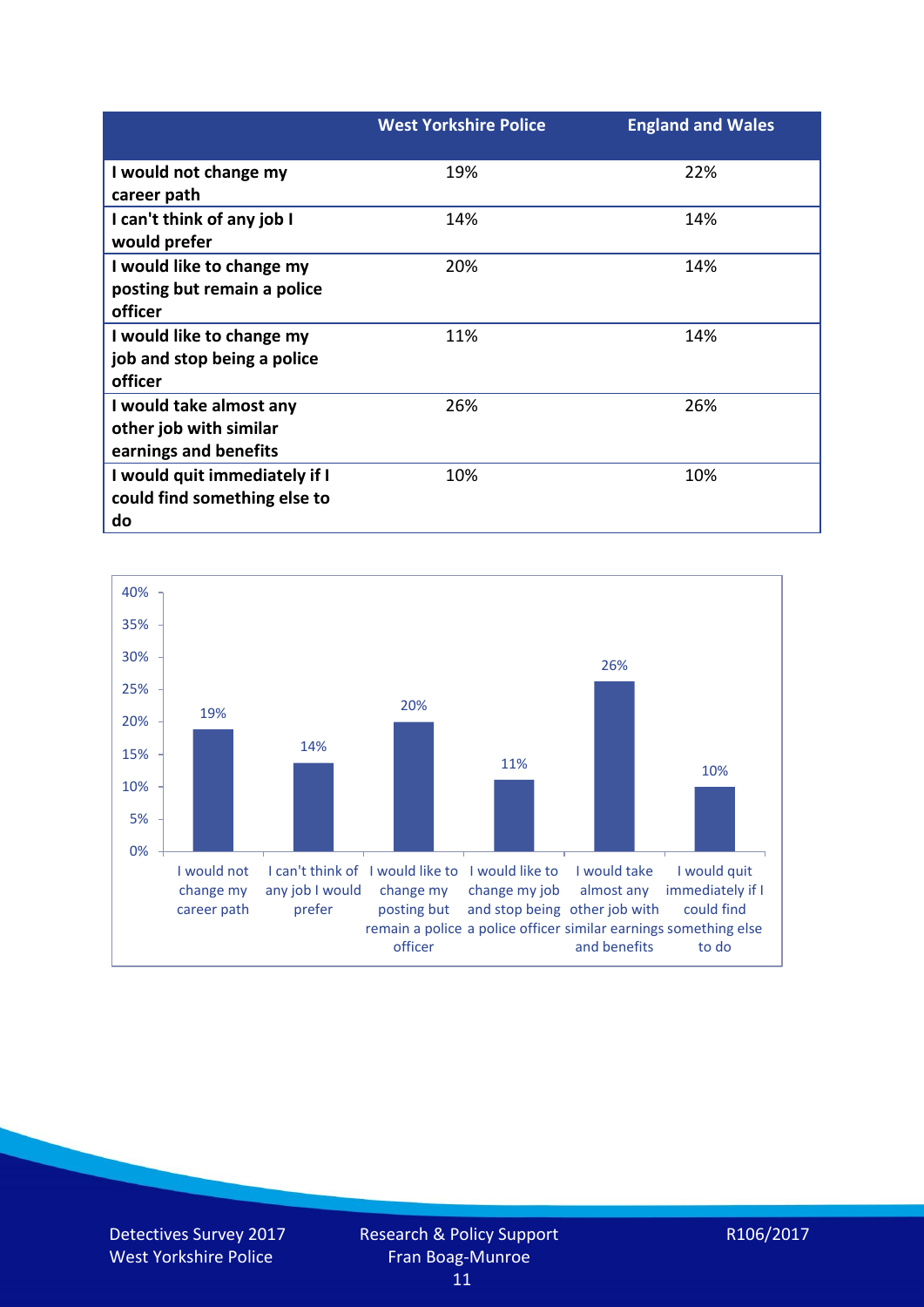| | West Yorkshire Police | England and Wales |
|---|---|---|
| **I would not change my career path** | 19% | 22% |
| **I can't think of any job I would prefer** | 14% | 14% |
| **I would like to change my posting but remain a police officer** | 20% | 14% |
| **I would like to change my job and stop being a police officer** | 11% | 14% |
| **I would take almost any other job with similar earnings and benefits** | 26% | 26% |
| **I would quit immediately if I could find something else to do** | 10% | 10% |

| Response | Percentage |
|---|---|
| I would not change my career path | 19% |
| I can't think of any job I would prefer | 14% |
| I would like to change my posting but remain a police officer | 20% |
| I would like to change my job and stop being a police officer | 11% |
| I would take almost any other job with similar earnings and benefits | 26% |
| I would quit immediately if I could find something else to do | 10% |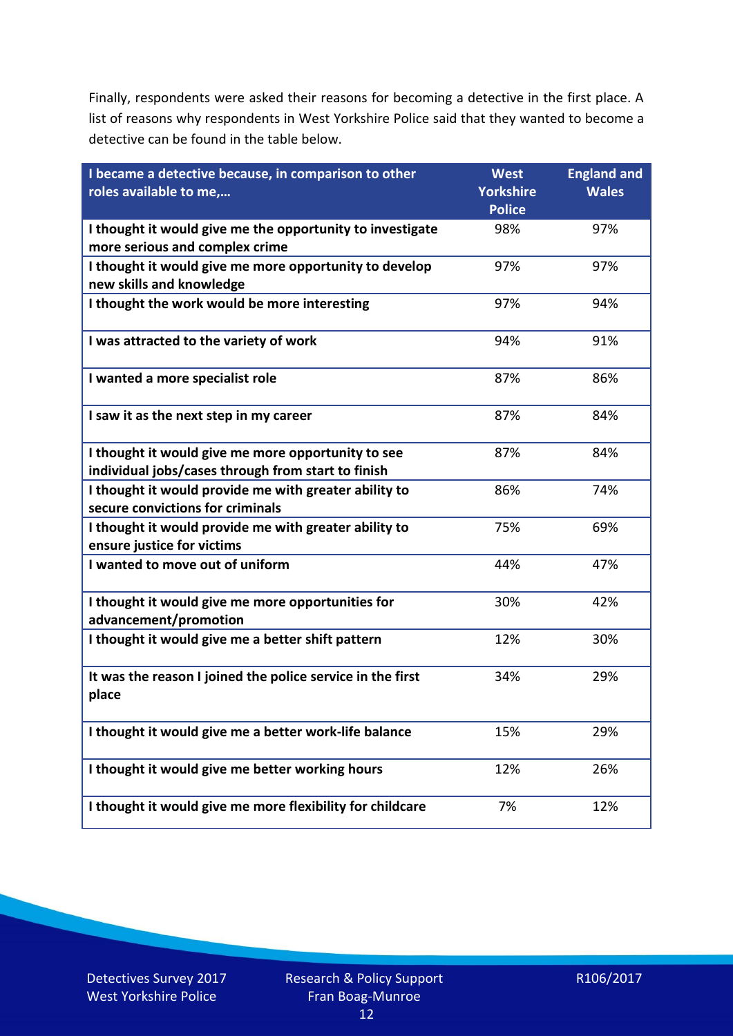Finally, respondents were asked their reasons for becoming a detective in the first place. A list of reasons why respondents in West Yorkshire Police said that they wanted to become a detective can be found in the table below.

| I became a detective because, in comparison to other roles available to me,… | West Yorkshire Police | England and Wales |
|---|---|---|
| I thought it would give me the opportunity to investigate more serious and complex crime | 98% | 97% |
| I thought it would give me more opportunity to develop new skills and knowledge | 97% | 97% |
| I thought the work would be more interesting | 97% | 94% |
| I was attracted to the variety of work | 94% | 91% |
| I wanted a more specialist role | 87% | 86% |
| I saw it as the next step in my career | 87% | 84% |
| I thought it would give me more opportunity to see individual jobs/cases through from start to finish | 87% | 84% |
| I thought it would provide me with greater ability to secure convictions for criminals | 86% | 74% |
| I thought it would provide me with greater ability to ensure justice for victims | 75% | 69% |
| I wanted to move out of uniform | 44% | 47% |
| I thought it would give me more opportunities for advancement/promotion | 30% | 42% |
| I thought it would give me a better shift pattern | 12% | 30% |
| It was the reason I joined the police service in the first place | 34% | 29% |
| I thought it would give me a better work-life balance | 15% | 29% |
| I thought it would give me better working hours | 12% | 26% |
| I thought it would give me more flexibility for childcare | 7% | 12% |